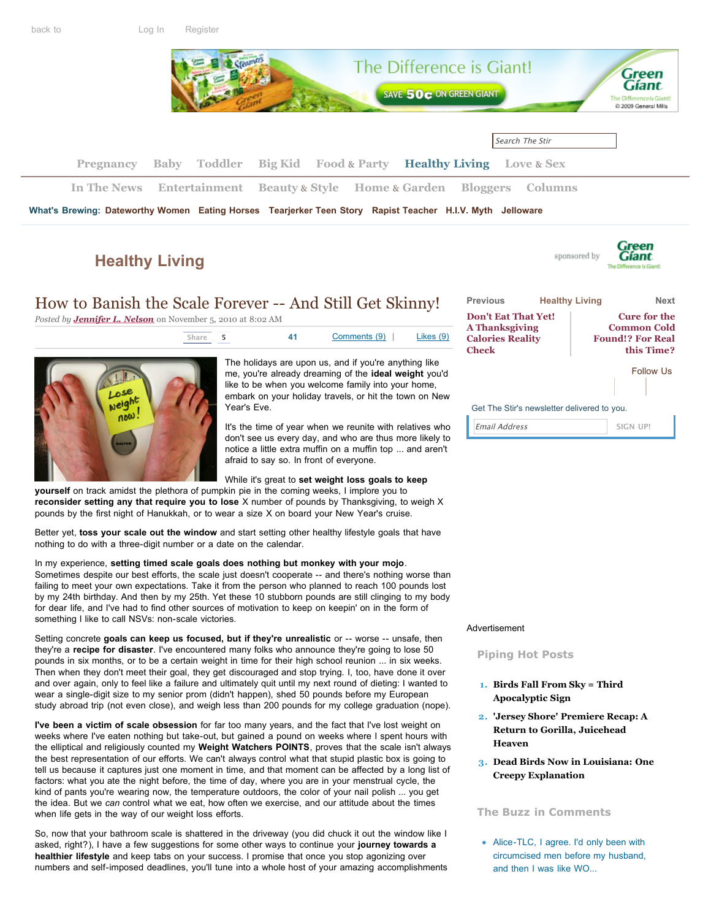back to Log In Register

Pregnancy Baby Toddler Big Kid Food & Party Healthy Living Love & Sex

In The News Entertainment Beauty & Style Home & Garden Bloggers Columns

What's Brewing: Dateworthy Women Eating Horses Tearjerker Teen Story Rapist Teacher H.I.V. Myth Jelloware

## Healthy Living

sponsored by Green Giant

# How to Banish the Scale Forever -- And Still Get Skinny!

*Posted by* ***Jennifer L. Nelson*** on November 5, 2010 at 8:02 AM

Share 5 | 41 | Comments (9) | Likes (9)

The holidays are upon us, and if you're anything like me, you're already dreaming of the **ideal weight** you'd like to be when you welcome family into your home, embark on your holiday travels, or hit the town on New Year's Eve.

It's the time of year when we reunite with relatives who don't see us every day, and who are thus more likely to notice a little extra muffin on a muffin top ... and aren't afraid to say so. In front of everyone.

While it's great to **set weight loss goals to keep yourself** on track amidst the plethora of pumpkin pie in the coming weeks, I implore you to **reconsider setting any that require you to lose** X number of pounds by Thanksgiving, to weigh X pounds by the first night of Hanukkah, or to wear a size X on board your New Year's cruise.

Better yet, **toss your scale out the window** and start setting other healthy lifestyle goals that have nothing to do with a three-digit number or a date on the calendar.

In my experience, **setting timed scale goals does nothing but monkey with your mojo**. Sometimes despite our best efforts, the scale just doesn't cooperate -- and there's nothing worse than failing to meet your own expectations. Take it from the person who planned to reach 100 pounds lost by my 24th birthday. And then by my 25th. Yet these 10 stubborn pounds are still clinging to my body for dear life, and I've had to find other sources of motivation to keep on keepin' on in the form of something I like to call NSVs: non-scale victories.

Setting concrete **goals can keep us focused, but if they're unrealistic** or -- worse -- unsafe, then they're a **recipe for disaster**. I've encountered many folks who announce they're going to lose 50 pounds in six months, or to be a certain weight in time for their high school reunion ... in six weeks. Then when they don't meet their goal, they get discouraged and stop trying. I, too, have done it over and over again, only to feel like a failure and ultimately quit until my next round of dieting: I wanted to wear a single-digit size to my senior prom (didn't happen), shed 50 pounds before my European study abroad trip (not even close), and weigh less than 200 pounds for my college graduation (nope).

**I've been a victim of scale obsession** for far too many years, and the fact that I've lost weight on weeks where I've eaten nothing but take-out, but gained a pound on weeks where I spent hours with the elliptical and religiously counted my **Weight Watchers POINTS**, proves that the scale isn't always the best representation of our efforts. We can't always control what that stupid plastic box is going to tell us because it captures just one moment in time, and that moment can be affected by a long list of factors: what you ate the night before, the time of day, where you are in your menstrual cycle, the kind of pants you're wearing now, the temperature outdoors, the color of your nail polish ... you get the idea. But we *can* control what we eat, how often we exercise, and our attitude about the times when life gets in the way of our weight loss efforts.

So, now that your bathroom scale is shattered in the driveway (you did chuck it out the window like I asked, right?), I have a few suggestions for some other ways to continue your **journey towards a healthier lifestyle** and keep tabs on your success. I promise that once you stop agonizing over numbers and self-imposed deadlines, you'll tune into a whole host of your amazing accomplishments

---

Previous | Healthy Living | Next

**Don't Eat That Yet! A Thanksgiving Calories Reality Check**

**Cure for the Common Cold Found!? For Real this Time?**

Follow Us

Get The Stir's newsletter delivered to you.

Email Address SIGN UP!

Advertisement

### Piping Hot Posts

1. **Birds Fall From Sky = Third Apocalyptic Sign**
2. **'Jersey Shore' Premiere Recap: A Return to Gorilla, Juicehead Heaven**
3. **Dead Birds Now in Louisiana: One Creepy Explanation**

### The Buzz in Comments

- Alice-TLC, I agree. I'd only been with circumcised men before my husband, and then I was like WO...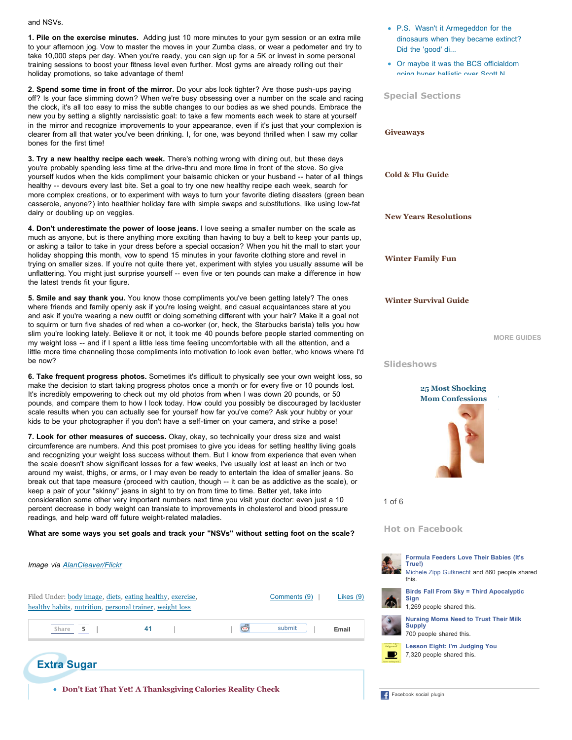and NSVs.

**1. Pile on the exercise minutes.** Adding just 10 more minutes to your gym session or an extra mile to your afternoon jog. Vow to master the moves in your Zumba class, or wear a pedometer and try to take 10,000 steps per day. When you're ready, you can sign up for a 5K or invest in some personal training sessions to boost your fitness level even further. Most gyms are already rolling out their holiday promotions, so take advantage of them!

**2. Spend some time in front of the mirror.** Do your abs look tighter? Are those push-ups paying off? Is your face slimming down? When we're busy obsessing over a number on the scale and racing the clock, it's all too easy to miss the subtle changes to our bodies as we shed pounds. Embrace the new you by setting a slightly narcissistic goal: to take a few moments each week to stare at yourself in the mirror and recognize improvements to your appearance, even if it's just that your complexion is clearer from all that water you've been drinking. I, for one, was beyond thrilled when I saw my collar bones for the first time!

**3. Try a new healthy recipe each week.** There's nothing wrong with dining out, but these days you're probably spending less time at the drive-thru and more time in front of the stove. So give yourself kudos when the kids compliment your balsamic chicken or your husband -- hater of all things healthy -- devours every last bite. Set a goal to try one new healthy recipe each week, search for more complex creations, or to experiment with ways to turn your favorite dieting disasters (green bean casserole, anyone?) into healthier holiday fare with simple swaps and substitutions, like using low-fat dairy or doubling up on veggies.

**4. Don't underestimate the power of loose jeans.** I love seeing a smaller number on the scale as much as anyone, but is there anything more exciting than having to buy a belt to keep your pants up, or asking a tailor to take in your dress before a special occasion? When you hit the mall to start your holiday shopping this month, vow to spend 15 minutes in your favorite clothing store and revel in trying on smaller sizes. If you're not quite there yet, experiment with styles you usually assume will be unflattering. You might just surprise yourself -- even five or ten pounds can make a difference in how the latest trends fit your figure.

**5. Smile and say thank you.** You know those compliments you've been getting lately? The ones where friends and family openly ask if you're losing weight, and casual acquaintances stare at you and ask if you're wearing a new outfit or doing something different with your hair? Make it a goal not to squirm or turn five shades of red when a co-worker (or, heck, the Starbucks barista) tells you how slim you're looking lately. Believe it or not, it took me 40 pounds before people started commenting on my weight loss -- and if I spent a little less time feeling uncomfortable with all the attention, and a little more time channeling those compliments into motivation to look even better, who knows where I'd be now?

**6. Take frequent progress photos.** Sometimes it's difficult to physically see your own weight loss, so make the decision to start taking progress photos once a month or for every five or 10 pounds lost. It's incredibly empowering to check out my old photos from when I was down 20 pounds, or 50 pounds, and compare them to how I look today. How could you possibly be discouraged by lackluster scale results when you can actually see for yourself how far you've come? Ask your hubby or your kids to be your photographer if you don't have a self-timer on your camera, and strike a pose!

**7. Look for other measures of success.** Okay, okay, so technically your dress size and waist circumference are numbers. And this post promises to give you ideas for setting healthy living goals and recognizing your weight loss success without them. But I know from experience that even when the scale doesn't show significant losses for a few weeks, I've usually lost at least an inch or two around my waist, thighs, or arms, or I may even be ready to entertain the idea of smaller jeans. So break out that tape measure (proceed with caution, though -- it can be as addictive as the scale), or keep a pair of your "skinny" jeans in sight to try on from time to time. Better yet, take into consideration some other very important numbers next time you visit your doctor: even just a 10 percent decrease in body weight can translate to improvements in cholesterol and blood pressure readings, and help ward off future weight-related maladies.

**What are some ways you set goals and track your "NSVs" without setting foot on the scale?**

*Image via AlanCleaver/Flickr*

Filed Under: body image, diets, eating healthy, exercise, healthy habits, nutrition, personal trainer, weight loss

Comments (9) | Likes (9)

Share 5 | 41 | submit | Email

## Extra Sugar

- **Don't Eat That Yet! A Thanksgiving Calories Reality Check**

---

- P.S. Wasn't it Armegeddon for the dinosaurs when they became extinct? Did the 'good' di...
- Or maybe it was the BCS officialdom going hyper ballistic over Scott N...

### Special Sections

**Giveaways**

**Cold & Flu Guide**

**New Years Resolutions**

**Winter Family Fun**

**Winter Survival Guide**

MORE GUIDES

### Slideshows

**25 Most Shocking Mom Confessions**

1 of 6

### Hot on Facebook

**Formula Feeders Love Their Babies (It's True!)**
Michele Zipp Gutknecht and 860 people shared this.

**Birds Fall From Sky = Third Apocalyptic Sign**
1,269 people shared this.

**Nursing Moms Need to Trust Their Milk Supply**
700 people shared this.

**Lesson Eight: I'm Judging You**
7,320 people shared this.

Facebook social plugin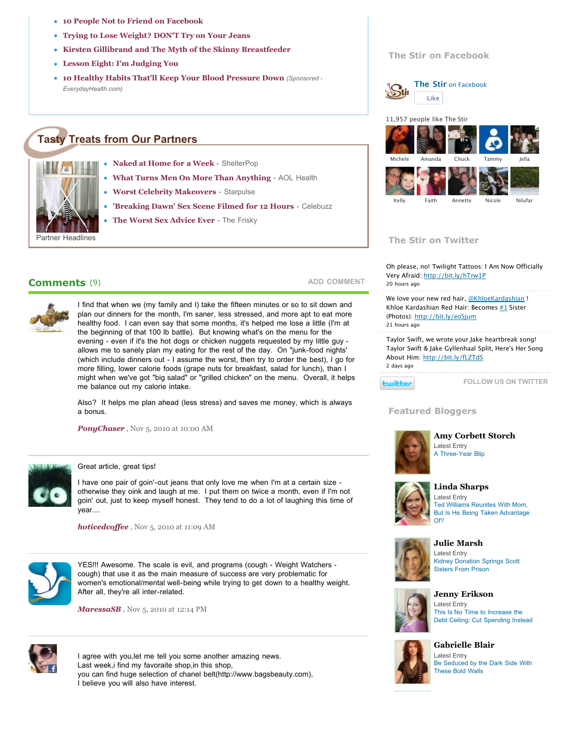- 10 People Not to Friend on Facebook
- Trying to Lose Weight? DON'T Try on Your Jeans
- Kirsten Gillibrand and The Myth of the Skinny Breastfeeder
- Lesson Eight: I'm Judging You
- 10 Healthy Habits That'll Keep Your Blood Pressure Down *(Sponsored - EverydayHealth.com)*

## Tasty Treats from Our Partners

Partner Headlines

- **Naked at Home for a Week** - ShelterPop
- **What Turns Men On More Than Anything** - AOL Health
- **Worst Celebrity Makeovers** - Starpulse
- **'Breaking Dawn' Sex Scene Filmed for 12 Hours** - Celebuzz
- **The Worst Sex Advice Ever** - The Frisky

## Comments (9)

ADD COMMENT

I find that when we (my family and I) take the fifteen minutes or so to sit down and plan our dinners for the month, I'm saner, less stressed, and more apt to eat more healthy food. I can even say that some months, it's helped me lose a little (I'm at the beginning of that 100 lb battle). But knowing what's on the menu for the evening - even if it's the hot dogs or chicken nuggets requested by my little guy - allows me to sanely plan my eating for the rest of the day. On "junk-food nights' (which include dinners out - I assume the worst, then try to order the best), I go for more filling, lower calorie foods (grape nuts for breakfast, salad for lunch), than I might when we've got "big salad" or "grilled chicken" on the menu. Overall, it helps me balance out my calorie intake.

Also? It helps me plan ahead (less stress) and saves me money, which is always a bonus.

***PonyChaser*** , Nov 5, 2010 at 10:00 AM

Great article, great tips!

I have one pair of goin'-out jeans that only love me when I'm at a certain size - otherwise they oink and laugh at me. I put them on twice a month, even if I'm not goin' out, just to keep myself honest. They tend to do a lot of laughing this time of year....

***hoticedcoffee*** , Nov 5, 2010 at 11:09 AM

YES!!! Awesome. The scale is evil, and programs (cough - Weight Watchers - cough) that use it as the main measure of success are very problematic for women's emotional/mental well-being while trying to get down to a healthy weight. After all, they're all inter-related.

***MaressaSB*** , Nov 5, 2010 at 12:14 PM

I agree with you,let me tell you some another amazing news.
Last week,i find my favoraite shop,in this shop,
you can find huge selection of chanel belt(http://www.bagsbeauty.com),
I believe you will also have interest.

## The Stir on Facebook

**The Stir** on Facebook

Like

11,957 people like The Stir

Michele, Amanda, Chuck, Tammy, Jella, Kelly, Faith, Annette, Nicole, Nilufar

## The Stir on Twitter

Oh please, no! Twilight Tattoos: I Am Now Officially Very Afraid: http://bit.ly/hTrw1P
20 hours ago

We love your new red hair, @KhloeKardashian ! Khloe Kardashian Red Hair: Becomes #1 Sister (Photos): http://bit.ly/eoSjum
21 hours ago

Taylor Swift, we wrote your Jake heartbreak song! Taylor Swift & Jake Gyllenhaal Split, Here's Her Song About Him: http://bit.ly/fLZTdS
2 days ago

twitter FOLLOW US ON TWITTER

## Featured Bloggers

**Amy Corbett Storch**
Latest Entry
A Three-Year Blip

**Linda Sharps**
Latest Entry
Ted Williams Reunites With Mom, But Is He Being Taken Advantage Of?

**Julie Marsh**
Latest Entry
Kidney Donation Springs Scott Sisters From Prison

**Jenny Erikson**
Latest Entry
This Is No Time to Increase the Debt Ceiling: Cut Spending Instead

**Gabrielle Blair**
Latest Entry
Be Seduced by the Dark Side With These Bold Walls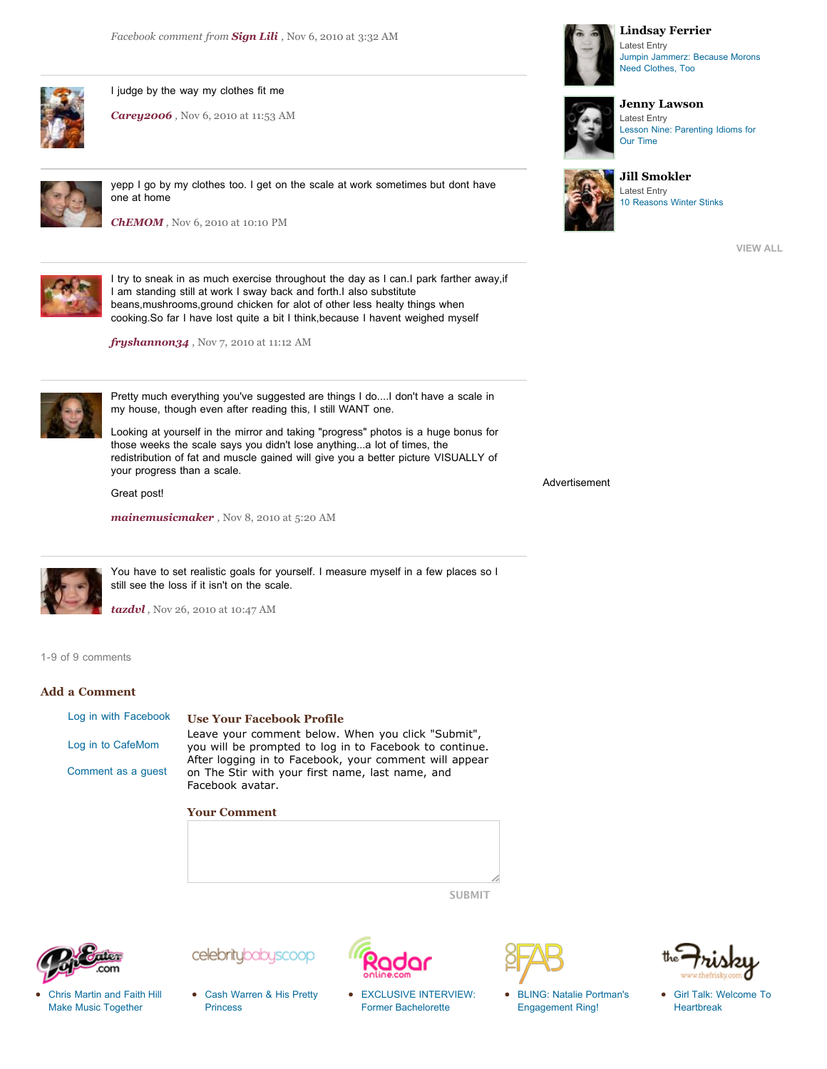*Facebook comment from* ***Sign Lili***, Nov 6, 2010 at 3:32 AM

---

I judge by the way my clothes fit me

***Carey2006***, Nov 6, 2010 at 11:53 AM

---

yepp I go by my clothes too. I get on the scale at work sometimes but dont have one at home

***ChEMOM***, Nov 6, 2010 at 10:10 PM

---

I try to sneak in as much exercise throughout the day as I can.I park farther away,if I am standing still at work I sway back and forth.I also substitute beans,mushrooms,ground chicken for alot of other less healty things when cooking.So far I have lost quite a bit I think,because I havent weighed myself

***fryshannon34***, Nov 7, 2010 at 11:12 AM

---

Pretty much everything you've suggested are things I do....I don't have a scale in my house, though even after reading this, I still WANT one.

Looking at yourself in the mirror and taking "progress" photos is a huge bonus for those weeks the scale says you didn't lose anything...a lot of times, the redistribution of fat and muscle gained will give you a better picture VISUALLY of your progress than a scale.

Great post!

***mainemusicmaker***, Nov 8, 2010 at 5:20 AM

---

You have to set realistic goals for yourself. I measure myself in a few places so I still see the loss if it isn't on the scale.

***tazdvl***, Nov 26, 2010 at 10:47 AM

1-9 of 9 comments

## Add a Comment

- Log in with Facebook
- Log in to CafeMom
- Comment as a guest

### Use Your Facebook Profile

Leave your comment below. When you click "Submit", you will be prompted to log in to Facebook to continue. After logging in to Facebook, your comment will appear on The Stir with your first name, last name, and Facebook avatar.

### Your Comment

SUBMIT

---

**Lindsay Ferrier**
Latest Entry
Jumpin Jammerz: Because Morons Need Clothes, Too

**Jenny Lawson**
Latest Entry
Lesson Nine: Parenting Idioms for Our Time

**Jill Smokler**
Latest Entry
10 Reasons Winter Stinks

VIEW ALL

Advertisement

---

- Chris Martin and Faith Hill Make Music Together
- Cash Warren & His Pretty Princess
- EXCLUSIVE INTERVIEW: Former Bachelorette
- BLING: Natalie Portman's Engagement Ring!
- Girl Talk: Welcome To Heartbreak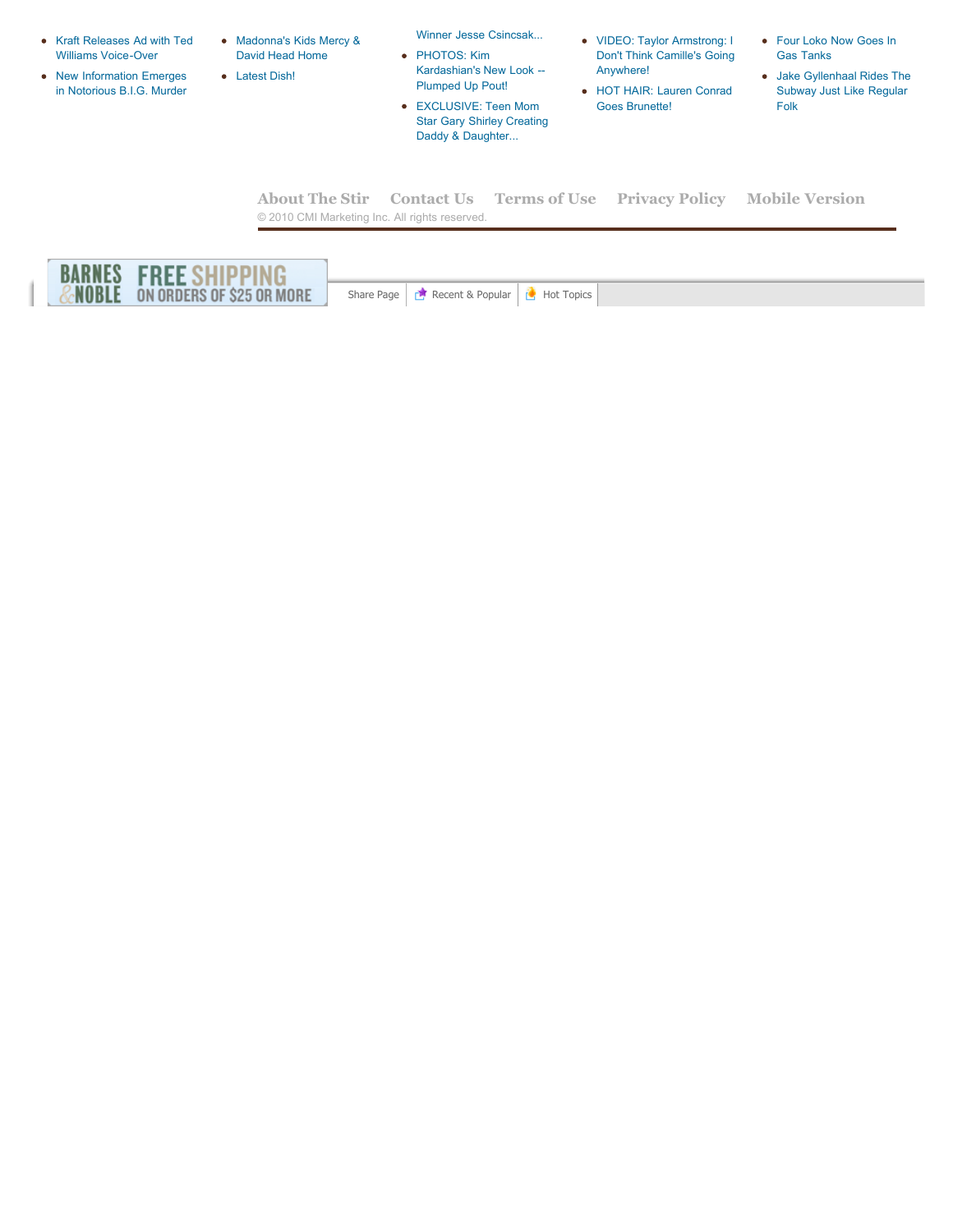- Kraft Releases Ad with Ted Williams Voice-Over
- New Information Emerges in Notorious B.I.G. Murder

- Madonna's Kids Mercy & David Head Home
- Latest Dish!

Winner Jesse Csincsak...

- PHOTOS: Kim Kardashian's New Look -- Plumped Up Pout!
- EXCLUSIVE: Teen Mom Star Gary Shirley Creating Daddy & Daughter...

- VIDEO: Taylor Armstrong: I Don't Think Camille's Going Anywhere!
- HOT HAIR: Lauren Conrad Goes Brunette!

- Four Loko Now Goes In Gas Tanks
- Jake Gyllenhaal Rides The Subway Just Like Regular Folk

About The Stir    Contact Us    Terms of Use    Privacy Policy    Mobile Version

© 2010 CMI Marketing Inc. All rights reserved.

BARNES & NOBLE FREE SHIPPING ON ORDERS OF $25 OR MORE

Share Page | Recent & Popular | Hot Topics